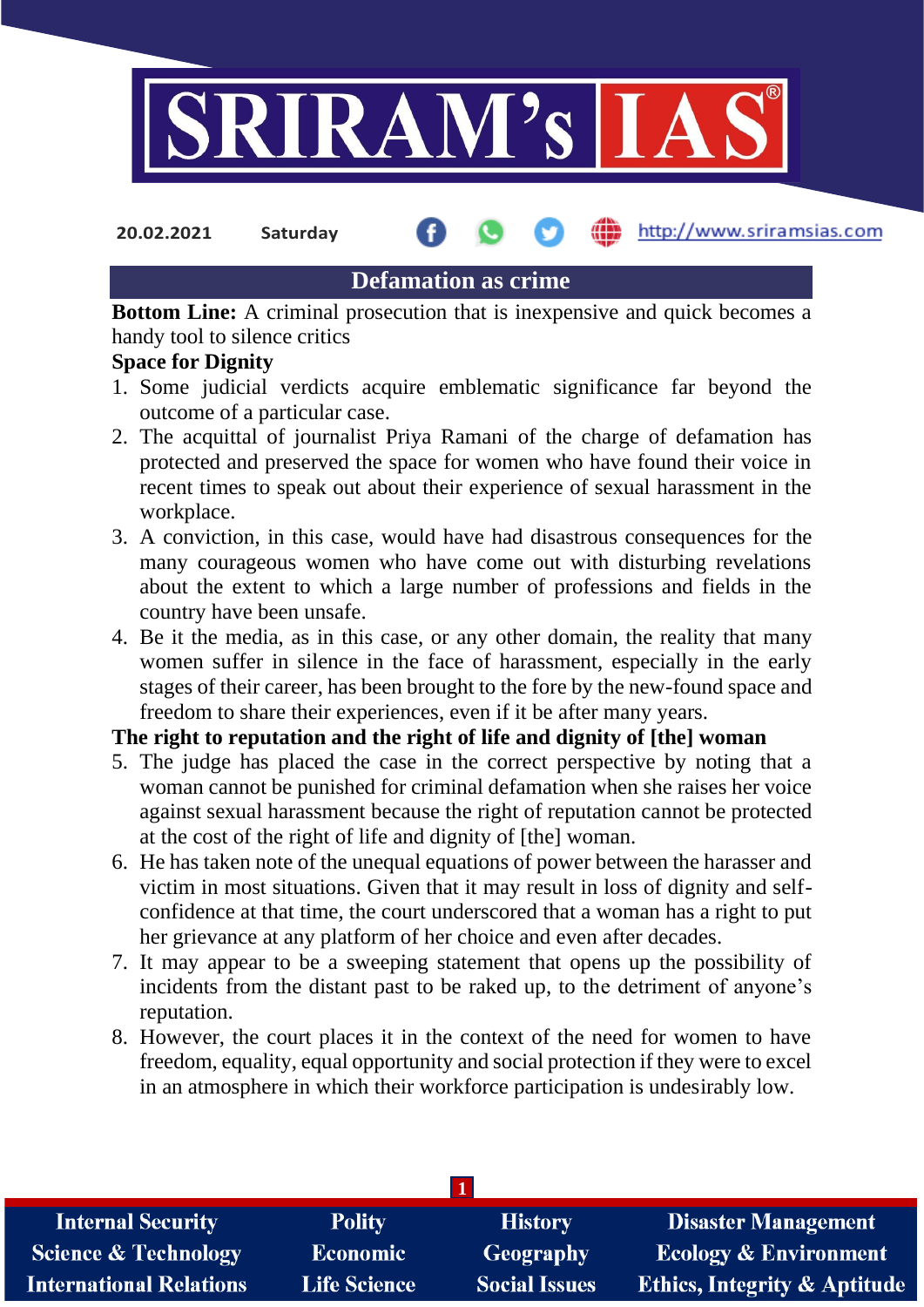20.02.2021 Saturday

## Defamation as crime

**Bottom Line:** A criminal prosecution that is inexpensive and quick becomes a handy tool to silence critics

### Space for Dignity

1. Some judicial verdicts acquire emblematic significance far beyond the outcome of a particular case.
2. The acquittal of journalist Priya Ramani of the charge of defamation has protected and preserved the space for women who have found their voice in recent times to speak out about their experience of sexual harassment in the workplace.
3. A conviction, in this case, would have had disastrous consequences for the many courageous women who have come out with disturbing revelations about the extent to which a large number of professions and fields in the country have been unsafe.
4. Be it the media, as in this case, or any other domain, the reality that many women suffer in silence in the face of harassment, especially in the early stages of their career, has been brought to the fore by the new-found space and freedom to share their experiences, even if it be after many years.

### The right to reputation and the right of life and dignity of [the] woman

5. The judge has placed the case in the correct perspective by noting that a woman cannot be punished for criminal defamation when she raises her voice against sexual harassment because the right of reputation cannot be protected at the cost of the right of life and dignity of [the] woman.
6. He has taken note of the unequal equations of power between the harasser and victim in most situations. Given that it may result in loss of dignity and self-confidence at that time, the court underscored that a woman has a right to put her grievance at any platform of her choice and even after decades.
7. It may appear to be a sweeping statement that opens up the possibility of incidents from the distant past to be raked up, to the detriment of anyone's reputation.
8. However, the court places it in the context of the need for women to have freedom, equality, equal opportunity and social protection if they were to excel in an atmosphere in which their workforce participation is undesirably low.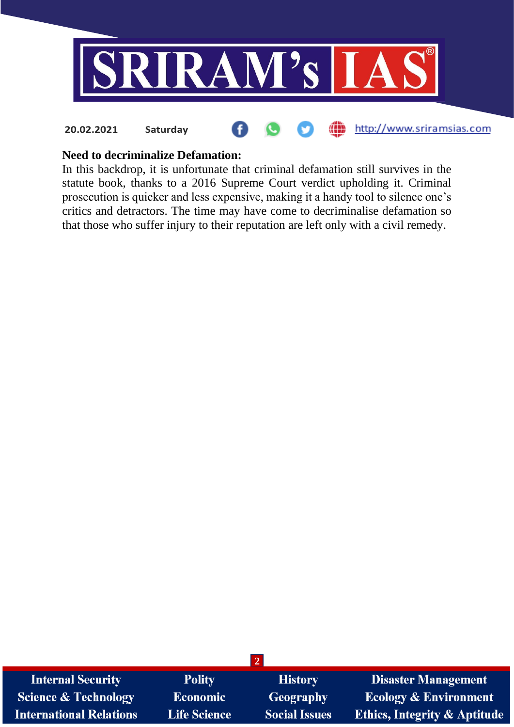**Need to decriminalize Defamation:**

In this backdrop, it is unfortunate that criminal defamation still survives in the statute book, thanks to a 2016 Supreme Court verdict upholding it. Criminal prosecution is quicker and less expensive, making it a handy tool to silence one's critics and detractors. The time may have come to decriminalise defamation so that those who suffer injury to their reputation are left only with a civil remedy.